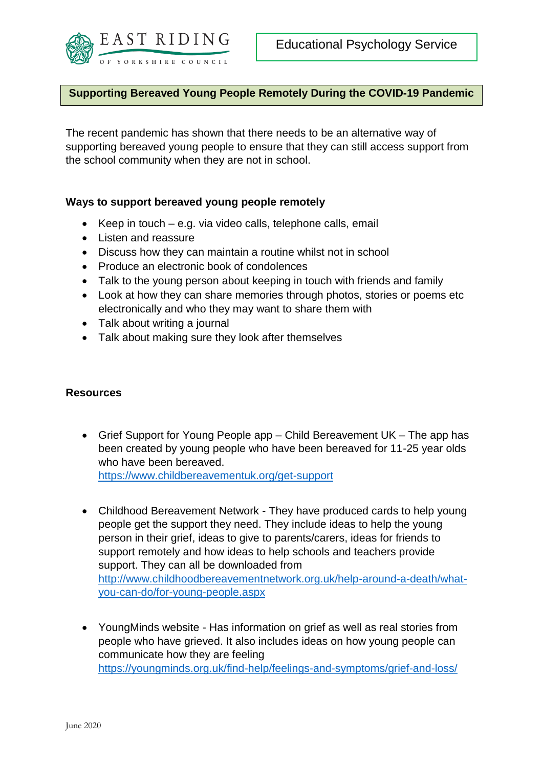EAST RIDING OF YORKSHIRE COUNCIL

Educational Psychology Service

# Supporting Bereaved Young People Remotely During the COVID-19 Pandemic

The recent pandemic has shown that there needs to be an alternative way of supporting bereaved young people to ensure that they can still access support from the school community when they are not in school.

## Ways to support bereaved young people remotely

- Keep in touch – e.g. via video calls, telephone calls, email
- Listen and reassure
- Discuss how they can maintain a routine whilst not in school
- Produce an electronic book of condolences
- Talk to the young person about keeping in touch with friends and family
- Look at how they can share memories through photos, stories or poems etc electronically and who they may want to share them with
- Talk about writing a journal
- Talk about making sure they look after themselves

## Resources

- Grief Support for Young People app – Child Bereavement UK – The app has been created by young people who have been bereaved for 11-25 year olds who have been bereaved.
  https://www.childbereavementuk.org/get-support

- Childhood Bereavement Network - They have produced cards to help young people get the support they need. They include ideas to help the young person in their grief, ideas to give to parents/carers, ideas for friends to support remotely and how ideas to help schools and teachers provide support. They can all be downloaded from
  http://www.childhoodbereavementnetwork.org.uk/help-around-a-death/what-you-can-do/for-young-people.aspx

- YoungMinds website - Has information on grief as well as real stories from people who have grieved. It also includes ideas on how young people can communicate how they are feeling
  https://youngminds.org.uk/find-help/feelings-and-symptoms/grief-and-loss/

June 2020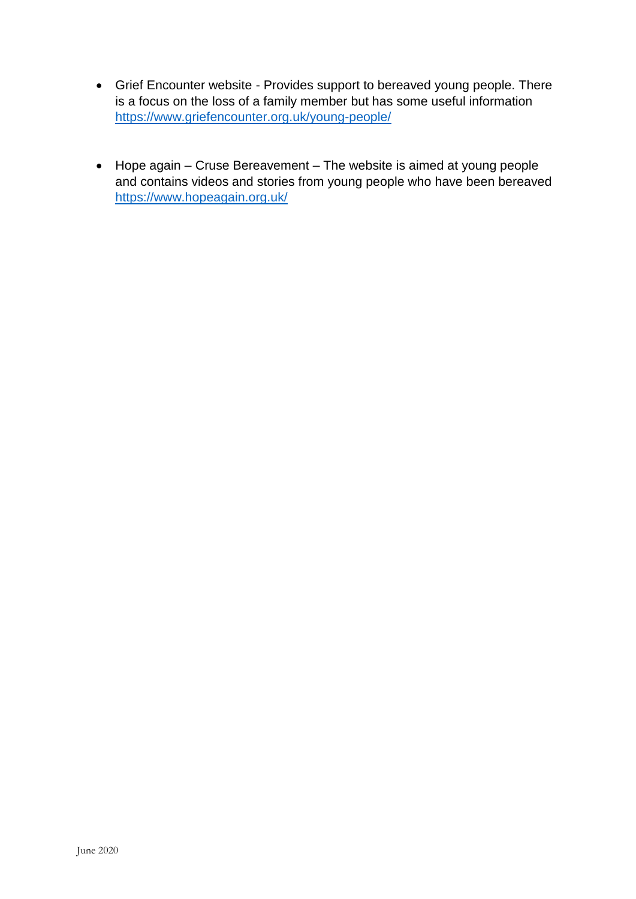- Grief Encounter website - Provides support to bereaved young people. There is a focus on the loss of a family member but has some useful information https://www.griefencounter.org.uk/young-people/

- Hope again – Cruse Bereavement – The website is aimed at young people and contains videos and stories from young people who have been bereaved https://www.hopeagain.org.uk/